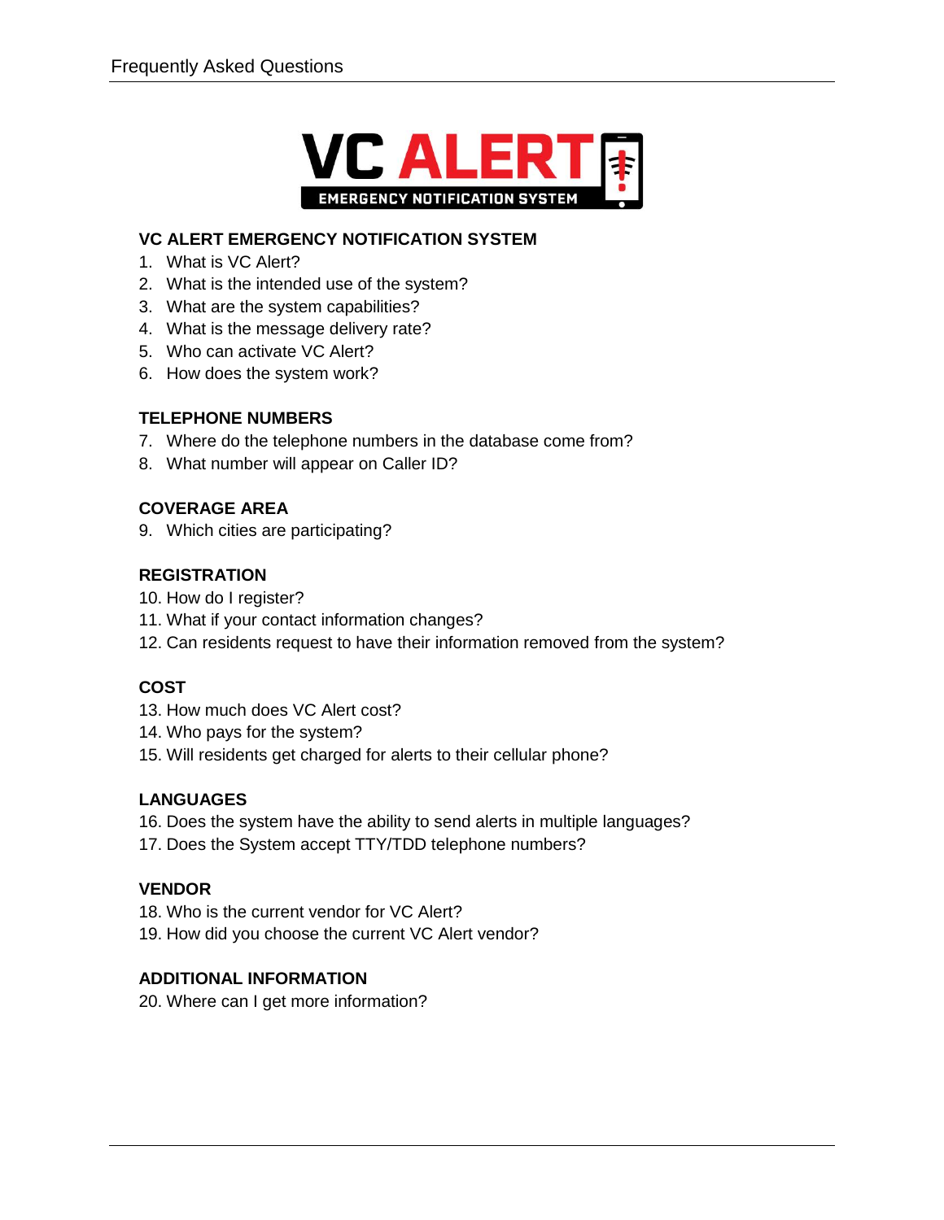# VC ALERT

EMERGENCY NOTIFICATION SYSTEM

## VC ALERT EMERGENCY NOTIFICATION SYSTEM

1. What is VC Alert?
2. What is the intended use of the system?
3. What are the system capabilities?
4. What is the message delivery rate?
5. Who can activate VC Alert?
6. How does the system work?

## TELEPHONE NUMBERS

7. Where do the telephone numbers in the database come from?
8. What number will appear on Caller ID?

## COVERAGE AREA

9. Which cities are participating?

## REGISTRATION

10. How do I register?
11. What if your contact information changes?
12. Can residents request to have their information removed from the system?

## COST

13. How much does VC Alert cost?
14. Who pays for the system?
15. Will residents get charged for alerts to their cellular phone?

## LANGUAGES

16. Does the system have the ability to send alerts in multiple languages?
17. Does the System accept TTY/TDD telephone numbers?

## VENDOR

18. Who is the current vendor for VC Alert?
19. How did you choose the current VC Alert vendor?

## ADDITIONAL INFORMATION

20. Where can I get more information?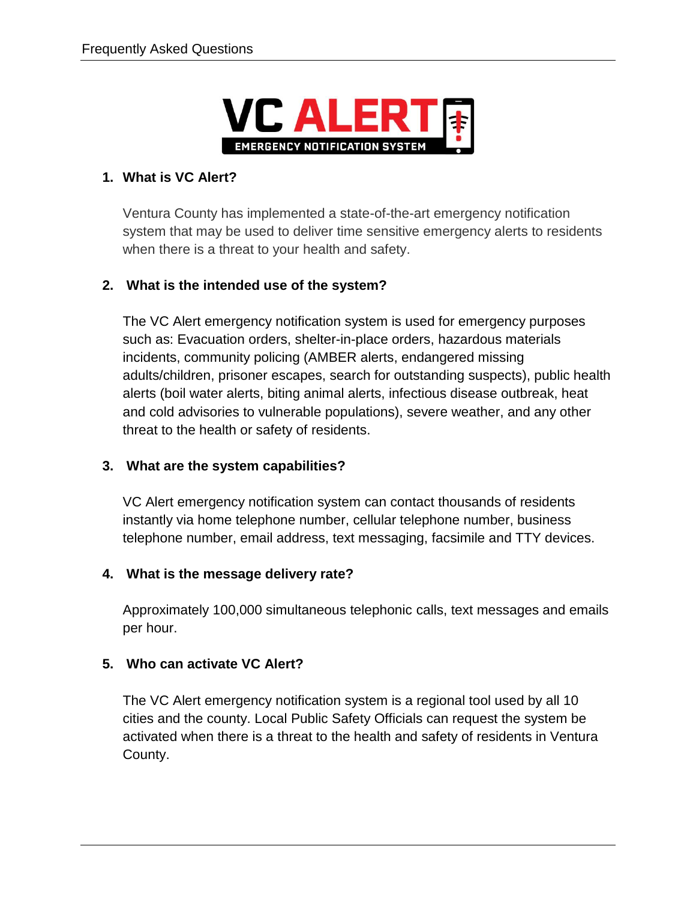VC ALERT

EMERGENCY NOTIFICATION SYSTEM

1. **What is VC Alert?**

   Ventura County has implemented a state-of-the-art emergency notification system that may be used to deliver time sensitive emergency alerts to residents when there is a threat to your health and safety.

2. **What is the intended use of the system?**

   The VC Alert emergency notification system is used for emergency purposes such as: Evacuation orders, shelter-in-place orders, hazardous materials incidents, community policing (AMBER alerts, endangered missing adults/children, prisoner escapes, search for outstanding suspects), public health alerts (boil water alerts, biting animal alerts, infectious disease outbreak, heat and cold advisories to vulnerable populations), severe weather, and any other threat to the health or safety of residents.

3. **What are the system capabilities?**

   VC Alert emergency notification system can contact thousands of residents instantly via home telephone number, cellular telephone number, business telephone number, email address, text messaging, facsimile and TTY devices.

4. **What is the message delivery rate?**

   Approximately 100,000 simultaneous telephonic calls, text messages and emails per hour.

5. **Who can activate VC Alert?**

   The VC Alert emergency notification system is a regional tool used by all 10 cities and the county. Local Public Safety Officials can request the system be activated when there is a threat to the health and safety of residents in Ventura County.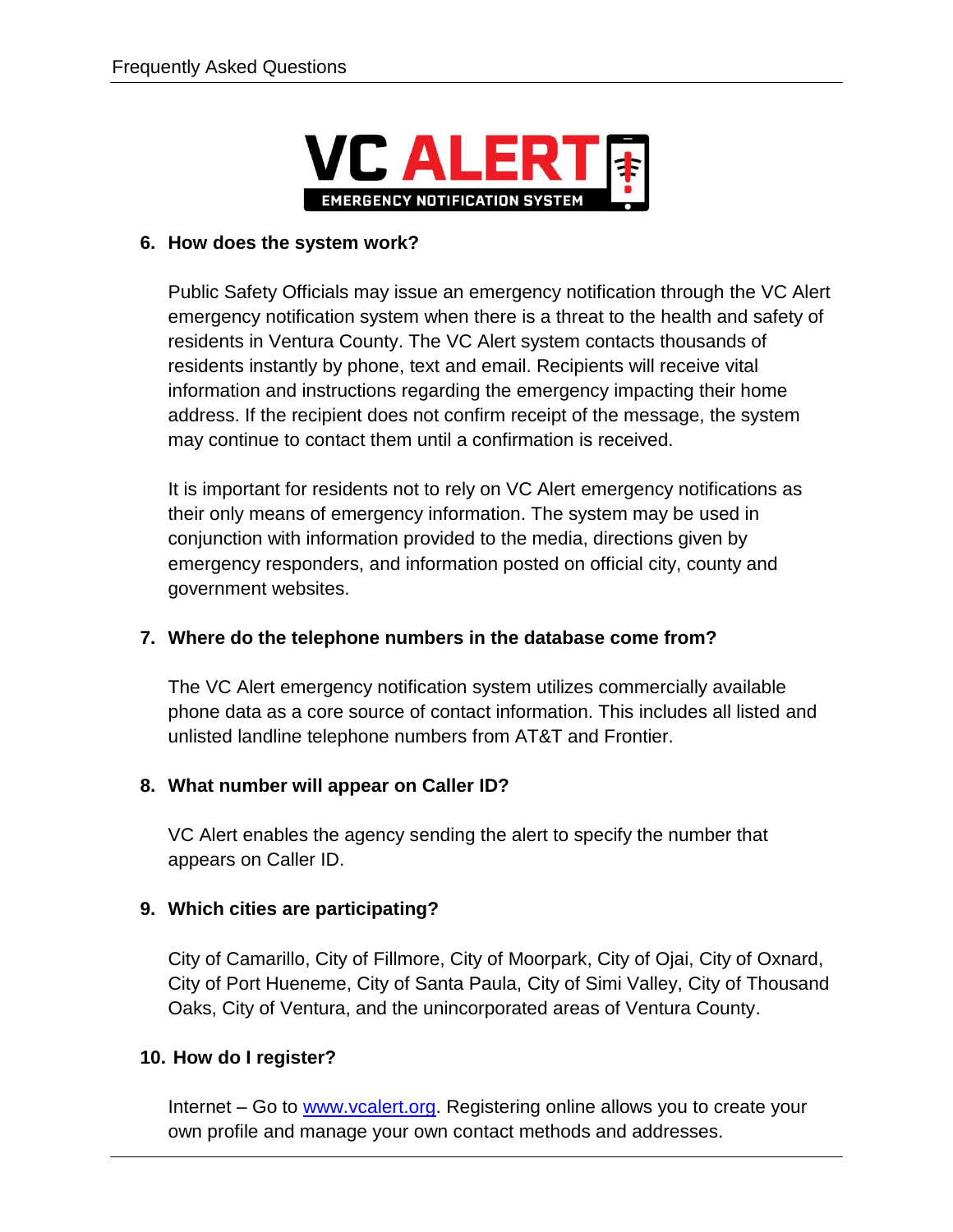**VC ALERT** EMERGENCY NOTIFICATION SYSTEM

6. **How does the system work?**

   Public Safety Officials may issue an emergency notification through the VC Alert emergency notification system when there is a threat to the health and safety of residents in Ventura County. The VC Alert system contacts thousands of residents instantly by phone, text and email. Recipients will receive vital information and instructions regarding the emergency impacting their home address. If the recipient does not confirm receipt of the message, the system may continue to contact them until a confirmation is received.

   It is important for residents not to rely on VC Alert emergency notifications as their only means of emergency information. The system may be used in conjunction with information provided to the media, directions given by emergency responders, and information posted on official city, county and government websites.

7. **Where do the telephone numbers in the database come from?**

   The VC Alert emergency notification system utilizes commercially available phone data as a core source of contact information. This includes all listed and unlisted landline telephone numbers from AT&T and Frontier.

8. **What number will appear on Caller ID?**

   VC Alert enables the agency sending the alert to specify the number that appears on Caller ID.

9. **Which cities are participating?**

   City of Camarillo, City of Fillmore, City of Moorpark, City of Ojai, City of Oxnard, City of Port Hueneme, City of Santa Paula, City of Simi Valley, City of Thousand Oaks, City of Ventura, and the unincorporated areas of Ventura County.

10. **How do I register?**

    Internet – Go to [www.vcalert.org](http://www.vcalert.org). Registering online allows you to create your own profile and manage your own contact methods and addresses.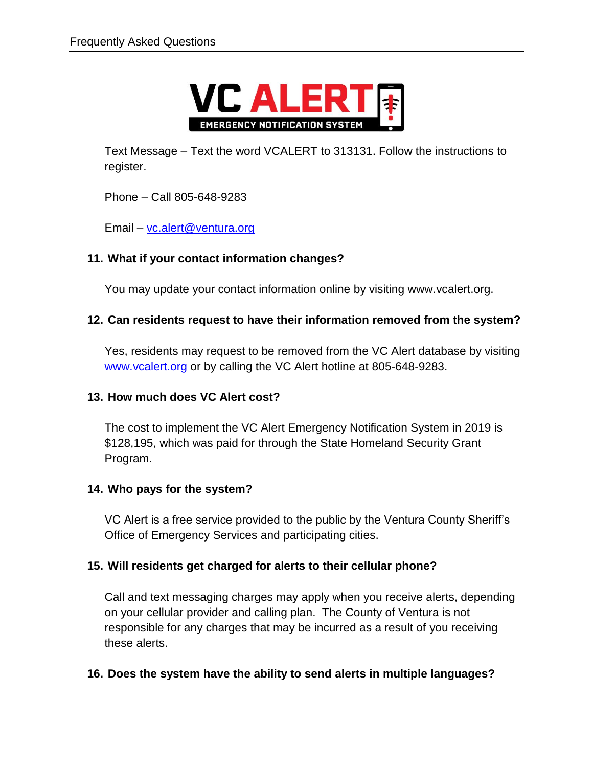Text Message – Text the word VCALERT to 313131. Follow the instructions to register.

Phone – Call 805-648-9283

Email – vc.alert@ventura.org

**11. What if your contact information changes?**

You may update your contact information online by visiting www.vcalert.org.

**12. Can residents request to have their information removed from the system?**

Yes, residents may request to be removed from the VC Alert database by visiting www.vcalert.org or by calling the VC Alert hotline at 805-648-9283.

**13. How much does VC Alert cost?**

The cost to implement the VC Alert Emergency Notification System in 2019 is $128,195, which was paid for through the State Homeland Security Grant Program.

**14. Who pays for the system?**

VC Alert is a free service provided to the public by the Ventura County Sheriff's Office of Emergency Services and participating cities.

**15. Will residents get charged for alerts to their cellular phone?**

Call and text messaging charges may apply when you receive alerts, depending on your cellular provider and calling plan. The County of Ventura is not responsible for any charges that may be incurred as a result of you receiving these alerts.

**16. Does the system have the ability to send alerts in multiple languages?**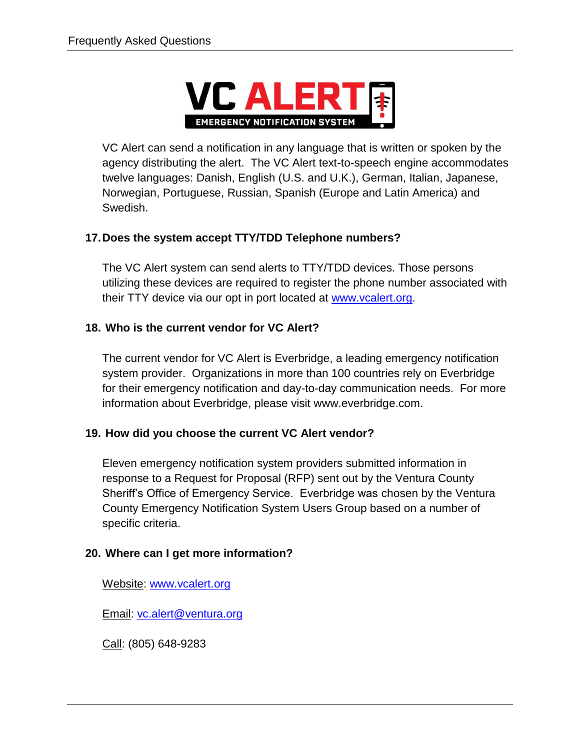VC ALERT

EMERGENCY NOTIFICATION SYSTEM

VC Alert can send a notification in any language that is written or spoken by the agency distributing the alert. The VC Alert text-to-speech engine accommodates twelve languages: Danish, English (U.S. and U.K.), German, Italian, Japanese, Norwegian, Portuguese, Russian, Spanish (Europe and Latin America) and Swedish.

**17. Does the system accept TTY/TDD Telephone numbers?**

The VC Alert system can send alerts to TTY/TDD devices. Those persons utilizing these devices are required to register the phone number associated with their TTY device via our opt in port located at www.vcalert.org.

**18. Who is the current vendor for VC Alert?**

The current vendor for VC Alert is Everbridge, a leading emergency notification system provider. Organizations in more than 100 countries rely on Everbridge for their emergency notification and day-to-day communication needs. For more information about Everbridge, please visit www.everbridge.com.

**19. How did you choose the current VC Alert vendor?**

Eleven emergency notification system providers submitted information in response to a Request for Proposal (RFP) sent out by the Ventura County Sheriff's Office of Emergency Service. Everbridge was chosen by the Ventura County Emergency Notification System Users Group based on a number of specific criteria.

**20. Where can I get more information?**

Website: www.vcalert.org

Email: vc.alert@ventura.org

Call: (805) 648-9283